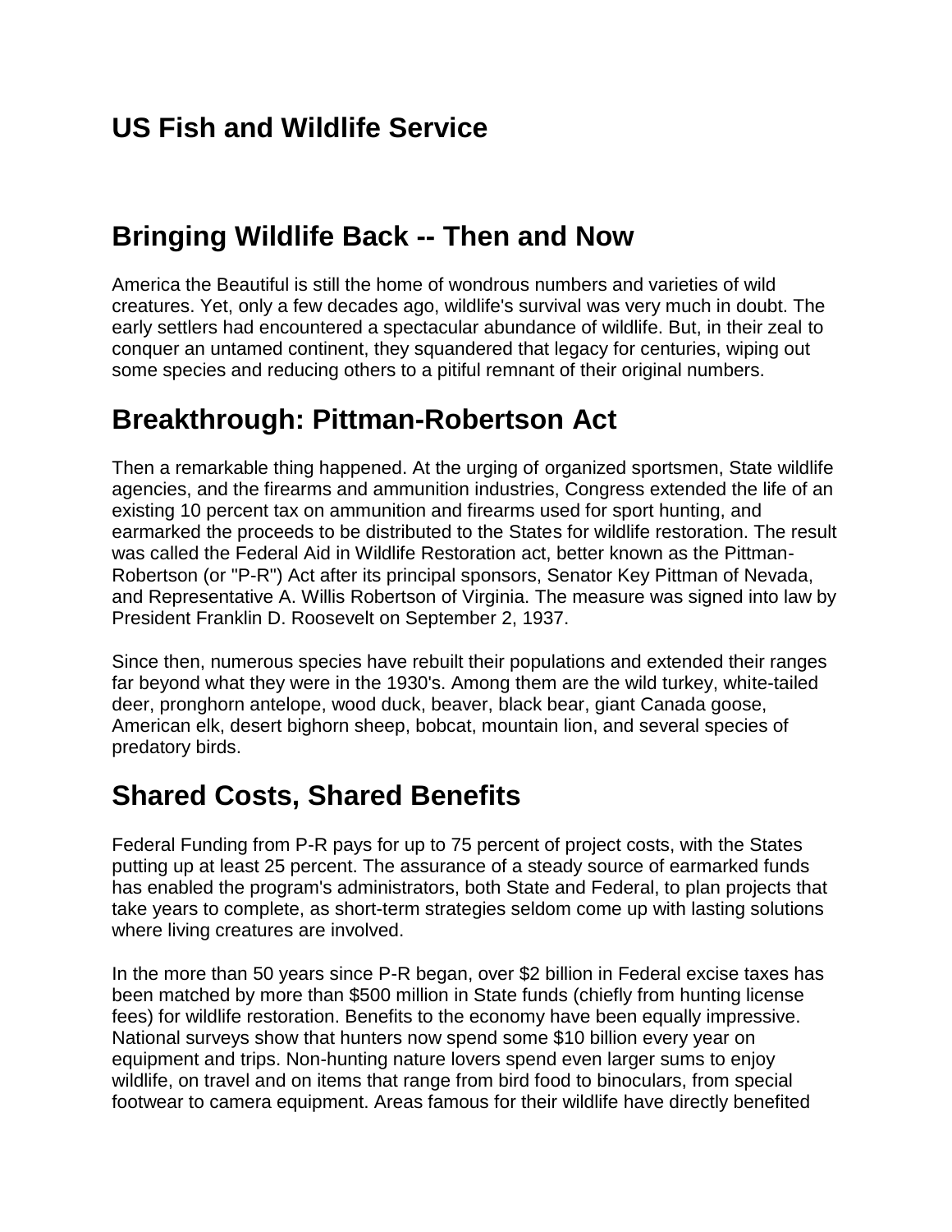# US Fish and Wildlife Service

## Bringing Wildlife Back -- Then and Now

America the Beautiful is still the home of wondrous numbers and varieties of wild creatures. Yet, only a few decades ago, wildlife's survival was very much in doubt. The early settlers had encountered a spectacular abundance of wildlife. But, in their zeal to conquer an untamed continent, they squandered that legacy for centuries, wiping out some species and reducing others to a pitiful remnant of their original numbers.

## Breakthrough: Pittman-Robertson Act

Then a remarkable thing happened. At the urging of organized sportsmen, State wildlife agencies, and the firearms and ammunition industries, Congress extended the life of an existing 10 percent tax on ammunition and firearms used for sport hunting, and earmarked the proceeds to be distributed to the States for wildlife restoration. The result was called the Federal Aid in Wildlife Restoration act, better known as the Pittman-Robertson (or "P-R") Act after its principal sponsors, Senator Key Pittman of Nevada, and Representative A. Willis Robertson of Virginia. The measure was signed into law by President Franklin D. Roosevelt on September 2, 1937.

Since then, numerous species have rebuilt their populations and extended their ranges far beyond what they were in the 1930's. Among them are the wild turkey, white-tailed deer, pronghorn antelope, wood duck, beaver, black bear, giant Canada goose, American elk, desert bighorn sheep, bobcat, mountain lion, and several species of predatory birds.

## Shared Costs, Shared Benefits

Federal Funding from P-R pays for up to 75 percent of project costs, with the States putting up at least 25 percent. The assurance of a steady source of earmarked funds has enabled the program's administrators, both State and Federal, to plan projects that take years to complete, as short-term strategies seldom come up with lasting solutions where living creatures are involved.

In the more than 50 years since P-R began, over $2 billion in Federal excise taxes has been matched by more than $500 million in State funds (chiefly from hunting license fees) for wildlife restoration. Benefits to the economy have been equally impressive. National surveys show that hunters now spend some $10 billion every year on equipment and trips. Non-hunting nature lovers spend even larger sums to enjoy wildlife, on travel and on items that range from bird food to binoculars, from special footwear to camera equipment. Areas famous for their wildlife have directly benefited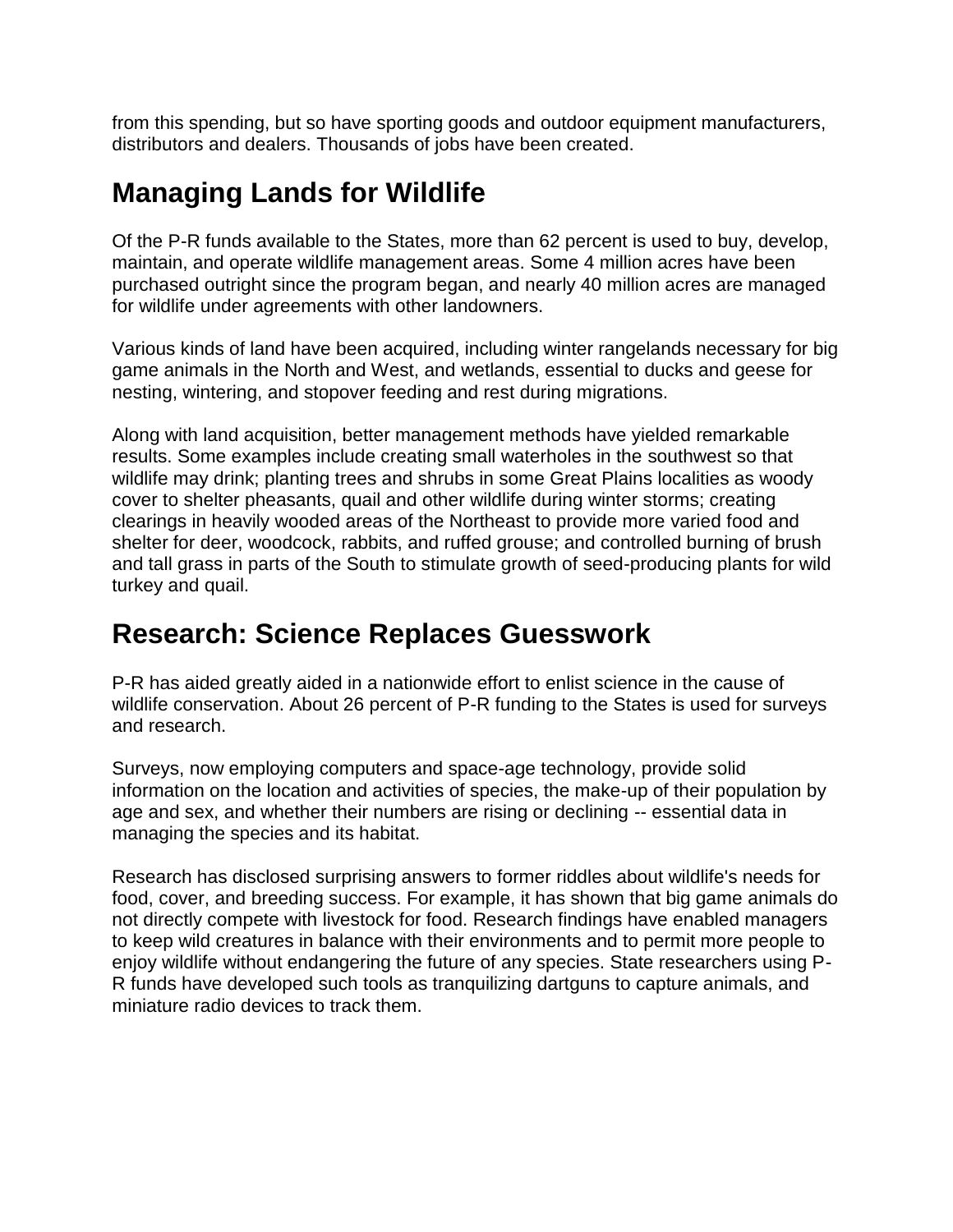from this spending, but so have sporting goods and outdoor equipment manufacturers, distributors and dealers. Thousands of jobs have been created.

## Managing Lands for Wildlife

Of the P-R funds available to the States, more than 62 percent is used to buy, develop, maintain, and operate wildlife management areas. Some 4 million acres have been purchased outright since the program began, and nearly 40 million acres are managed for wildlife under agreements with other landowners.

Various kinds of land have been acquired, including winter rangelands necessary for big game animals in the North and West, and wetlands, essential to ducks and geese for nesting, wintering, and stopover feeding and rest during migrations.

Along with land acquisition, better management methods have yielded remarkable results. Some examples include creating small waterholes in the southwest so that wildlife may drink; planting trees and shrubs in some Great Plains localities as woody cover to shelter pheasants, quail and other wildlife during winter storms; creating clearings in heavily wooded areas of the Northeast to provide more varied food and shelter for deer, woodcock, rabbits, and ruffed grouse; and controlled burning of brush and tall grass in parts of the South to stimulate growth of seed-producing plants for wild turkey and quail.

## Research: Science Replaces Guesswork

P-R has aided greatly aided in a nationwide effort to enlist science in the cause of wildlife conservation. About 26 percent of P-R funding to the States is used for surveys and research.

Surveys, now employing computers and space-age technology, provide solid information on the location and activities of species, the make-up of their population by age and sex, and whether their numbers are rising or declining -- essential data in managing the species and its habitat.

Research has disclosed surprising answers to former riddles about wildlife's needs for food, cover, and breeding success. For example, it has shown that big game animals do not directly compete with livestock for food. Research findings have enabled managers to keep wild creatures in balance with their environments and to permit more people to enjoy wildlife without endangering the future of any species. State researchers using P-R funds have developed such tools as tranquilizing dartguns to capture animals, and miniature radio devices to track them.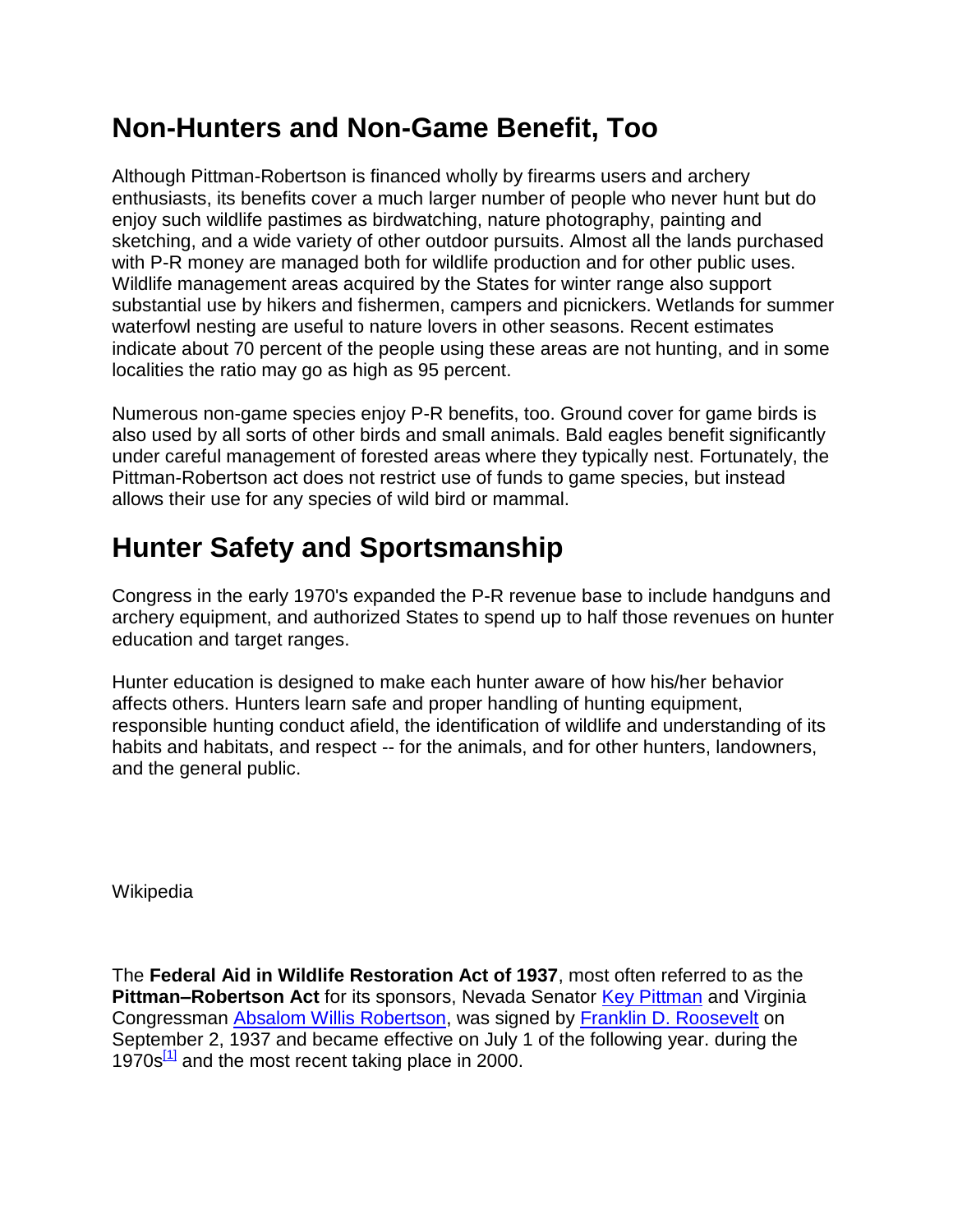## Non-Hunters and Non-Game Benefit, Too

Although Pittman-Robertson is financed wholly by firearms users and archery enthusiasts, its benefits cover a much larger number of people who never hunt but do enjoy such wildlife pastimes as birdwatching, nature photography, painting and sketching, and a wide variety of other outdoor pursuits. Almost all the lands purchased with P-R money are managed both for wildlife production and for other public uses. Wildlife management areas acquired by the States for winter range also support substantial use by hikers and fishermen, campers and picnickers. Wetlands for summer waterfowl nesting are useful to nature lovers in other seasons. Recent estimates indicate about 70 percent of the people using these areas are not hunting, and in some localities the ratio may go as high as 95 percent.

Numerous non-game species enjoy P-R benefits, too. Ground cover for game birds is also used by all sorts of other birds and small animals. Bald eagles benefit significantly under careful management of forested areas where they typically nest. Fortunately, the Pittman-Robertson act does not restrict use of funds to game species, but instead allows their use for any species of wild bird or mammal.

## Hunter Safety and Sportsmanship

Congress in the early 1970's expanded the P-R revenue base to include handguns and archery equipment, and authorized States to spend up to half those revenues on hunter education and target ranges.

Hunter education is designed to make each hunter aware of how his/her behavior affects others. Hunters learn safe and proper handling of hunting equipment, responsible hunting conduct afield, the identification of wildlife and understanding of its habits and habitats, and respect -- for the animals, and for other hunters, landowners, and the general public.

Wikipedia

The **Federal Aid in Wildlife Restoration Act of 1937**, most often referred to as the **Pittman–Robertson Act** for its sponsors, Nevada Senator Key Pittman and Virginia Congressman Absalom Willis Robertson, was signed by Franklin D. Roosevelt on September 2, 1937 and became effective on July 1 of the following year. during the 1970s[1] and the most recent taking place in 2000.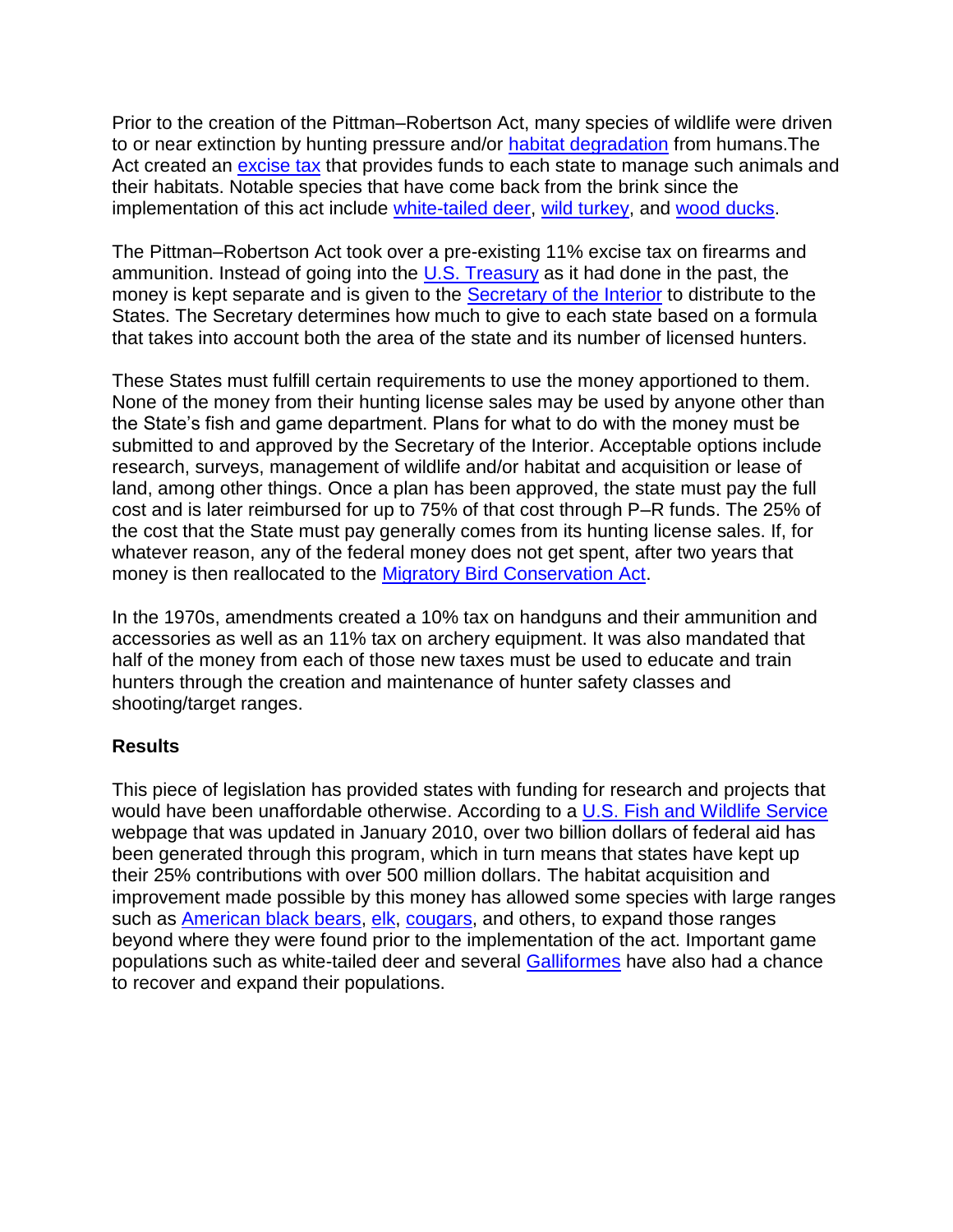Prior to the creation of the Pittman–Robertson Act, many species of wildlife were driven to or near extinction by hunting pressure and/or habitat degradation from humans.The Act created an excise tax that provides funds to each state to manage such animals and their habitats. Notable species that have come back from the brink since the implementation of this act include white-tailed deer, wild turkey, and wood ducks.

The Pittman–Robertson Act took over a pre-existing 11% excise tax on firearms and ammunition. Instead of going into the U.S. Treasury as it had done in the past, the money is kept separate and is given to the Secretary of the Interior to distribute to the States. The Secretary determines how much to give to each state based on a formula that takes into account both the area of the state and its number of licensed hunters.

These States must fulfill certain requirements to use the money apportioned to them. None of the money from their hunting license sales may be used by anyone other than the State's fish and game department. Plans for what to do with the money must be submitted to and approved by the Secretary of the Interior. Acceptable options include research, surveys, management of wildlife and/or habitat and acquisition or lease of land, among other things. Once a plan has been approved, the state must pay the full cost and is later reimbursed for up to 75% of that cost through P–R funds. The 25% of the cost that the State must pay generally comes from its hunting license sales. If, for whatever reason, any of the federal money does not get spent, after two years that money is then reallocated to the Migratory Bird Conservation Act.

In the 1970s, amendments created a 10% tax on handguns and their ammunition and accessories as well as an 11% tax on archery equipment. It was also mandated that half of the money from each of those new taxes must be used to educate and train hunters through the creation and maintenance of hunter safety classes and shooting/target ranges.

**Results**

This piece of legislation has provided states with funding for research and projects that would have been unaffordable otherwise. According to a U.S. Fish and Wildlife Service webpage that was updated in January 2010, over two billion dollars of federal aid has been generated through this program, which in turn means that states have kept up their 25% contributions with over 500 million dollars. The habitat acquisition and improvement made possible by this money has allowed some species with large ranges such as American black bears, elk, cougars, and others, to expand those ranges beyond where they were found prior to the implementation of the act. Important game populations such as white-tailed deer and several Galliformes have also had a chance to recover and expand their populations.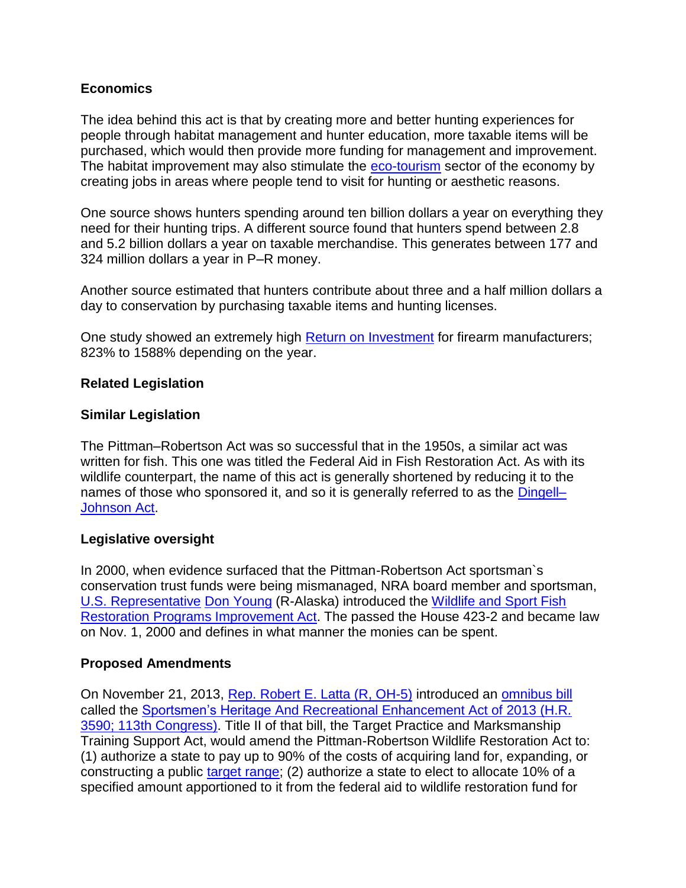## Economics

The idea behind this act is that by creating more and better hunting experiences for people through habitat management and hunter education, more taxable items will be purchased, which would then provide more funding for management and improvement. The habitat improvement may also stimulate the eco-tourism sector of the economy by creating jobs in areas where people tend to visit for hunting or aesthetic reasons.

One source shows hunters spending around ten billion dollars a year on everything they need for their hunting trips. A different source found that hunters spend between 2.8 and 5.2 billion dollars a year on taxable merchandise. This generates between 177 and 324 million dollars a year in P–R money.

Another source estimated that hunters contribute about three and a half million dollars a day to conservation by purchasing taxable items and hunting licenses.

One study showed an extremely high Return on Investment for firearm manufacturers; 823% to 1588% depending on the year.

## Related Legislation

### Similar Legislation

The Pittman–Robertson Act was so successful that in the 1950s, a similar act was written for fish. This one was titled the Federal Aid in Fish Restoration Act. As with its wildlife counterpart, the name of this act is generally shortened by reducing it to the names of those who sponsored it, and so it is generally referred to as the Dingell–Johnson Act.

### Legislative oversight

In 2000, when evidence surfaced that the Pittman-Robertson Act sportsman`s conservation trust funds were being mismanaged, NRA board member and sportsman, U.S. Representative Don Young (R-Alaska) introduced the Wildlife and Sport Fish Restoration Programs Improvement Act. The passed the House 423-2 and became law on Nov. 1, 2000 and defines in what manner the monies can be spent.

### Proposed Amendments

On November 21, 2013, Rep. Robert E. Latta (R, OH-5) introduced an omnibus bill called the Sportsmen's Heritage And Recreational Enhancement Act of 2013 (H.R. 3590; 113th Congress). Title II of that bill, the Target Practice and Marksmanship Training Support Act, would amend the Pittman-Robertson Wildlife Restoration Act to: (1) authorize a state to pay up to 90% of the costs of acquiring land for, expanding, or constructing a public target range; (2) authorize a state to elect to allocate 10% of a specified amount apportioned to it from the federal aid to wildlife restoration fund for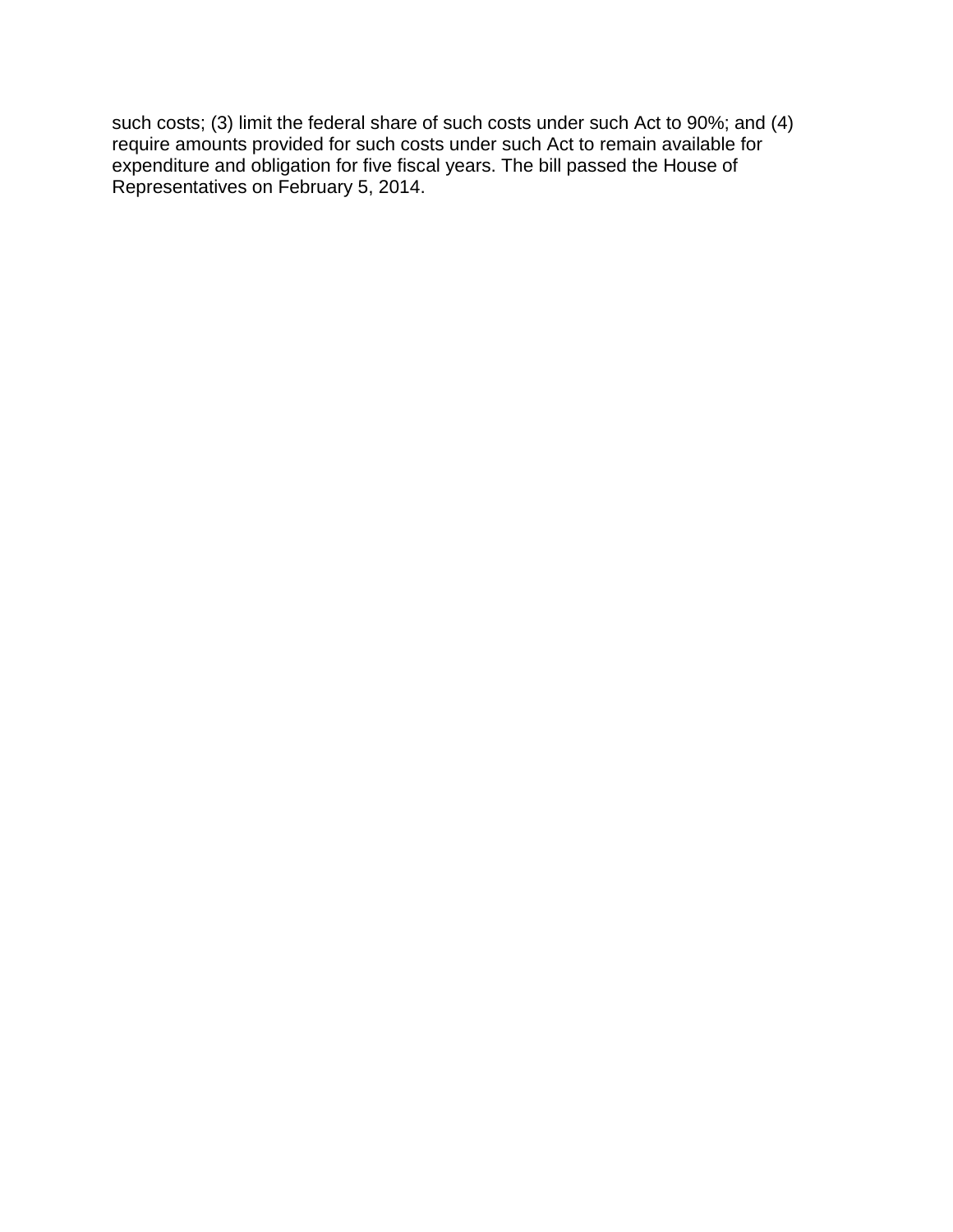such costs; (3) limit the federal share of such costs under such Act to 90%; and (4) require amounts provided for such costs under such Act to remain available for expenditure and obligation for five fiscal years. The bill passed the House of Representatives on February 5, 2014.